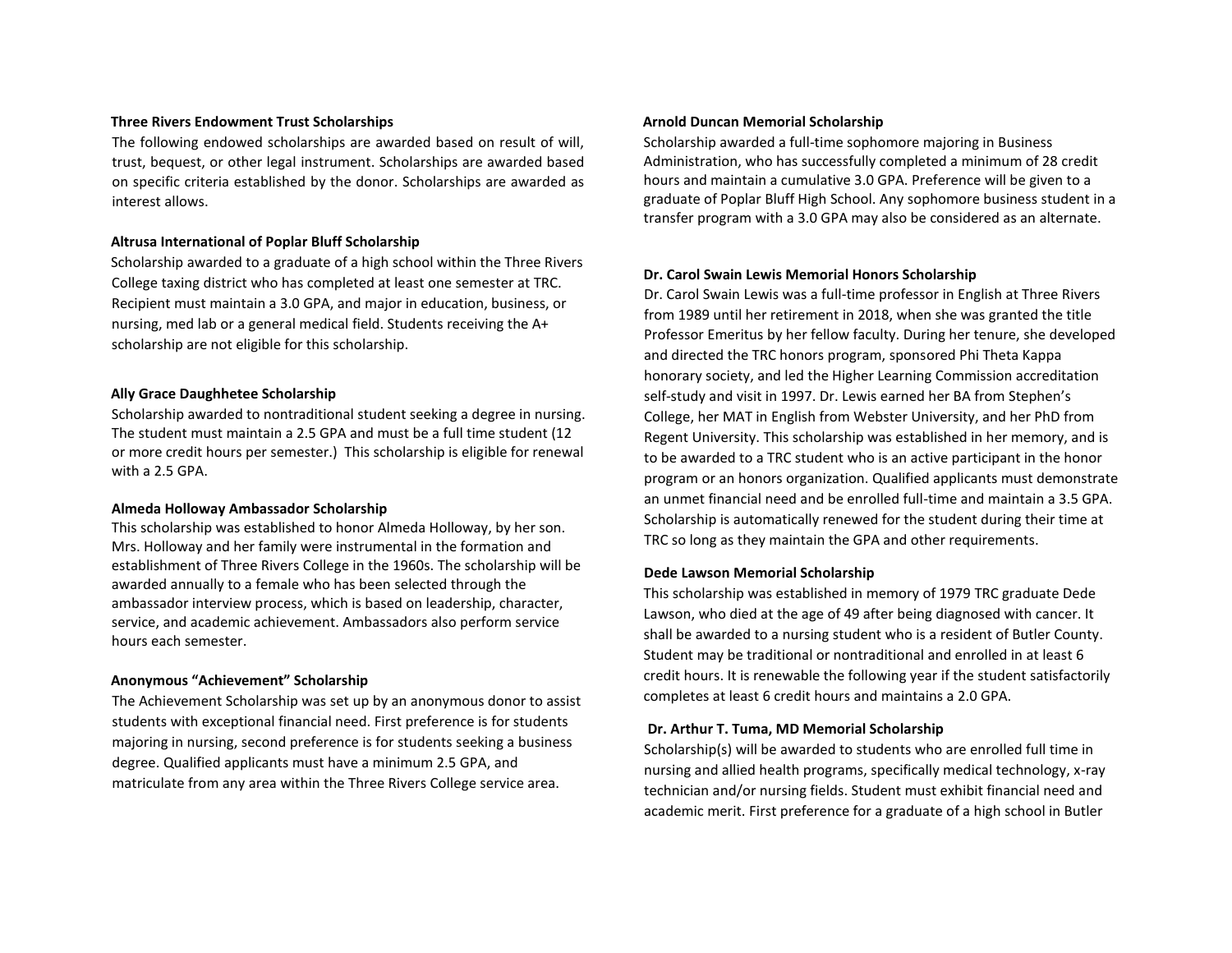### Three Rivers Endowment Trust Scholarships

The following endowed scholarships are awarded based on result of will, trust, bequest, or other legal instrument. Scholarships are awarded based on specific criteria established by the donor. Scholarships are awarded as interest allows.

**Altrusa International of Poplar Bluff Scholarship**

Scholarship awarded to a graduate of a high school within the Three Rivers College taxing district who has completed at least one semester at TRC. Recipient must maintain a 3.0 GPA, and major in education, business, or nursing, med lab or a general medical field. Students receiving the A+ scholarship are not eligible for this scholarship.

**Ally Grace Daughhetee Scholarship**

Scholarship awarded to nontraditional student seeking a degree in nursing. The student must maintain a 2.5 GPA and must be a full time student (12 or more credit hours per semester.) This scholarship is eligible for renewal with a 2.5 GPA.

**Almeda Holloway Ambassador Scholarship**

This scholarship was established to honor Almeda Holloway, by her son. Mrs. Holloway and her family were instrumental in the formation and establishment of Three Rivers College in the 1960s. The scholarship will be awarded annually to a female who has been selected through the ambassador interview process, which is based on leadership, character, service, and academic achievement. Ambassadors also perform service hours each semester.

**Anonymous "Achievement" Scholarship**

The Achievement Scholarship was set up by an anonymous donor to assist students with exceptional financial need. First preference is for students majoring in nursing, second preference is for students seeking a business degree. Qualified applicants must have a minimum 2.5 GPA, and matriculate from any area within the Three Rivers College service area.

**Arnold Duncan Memorial Scholarship**

Scholarship awarded a full-time sophomore majoring in Business Administration, who has successfully completed a minimum of 28 credit hours and maintain a cumulative 3.0 GPA. Preference will be given to a graduate of Poplar Bluff High School. Any sophomore business student in a transfer program with a 3.0 GPA may also be considered as an alternate.

**Dr. Carol Swain Lewis Memorial Honors Scholarship**

Dr. Carol Swain Lewis was a full-time professor in English at Three Rivers from 1989 until her retirement in 2018, when she was granted the title Professor Emeritus by her fellow faculty. During her tenure, she developed and directed the TRC honors program, sponsored Phi Theta Kappa honorary society, and led the Higher Learning Commission accreditation self-study and visit in 1997. Dr. Lewis earned her BA from Stephen's College, her MAT in English from Webster University, and her PhD from Regent University. This scholarship was established in her memory, and is to be awarded to a TRC student who is an active participant in the honor program or an honors organization. Qualified applicants must demonstrate an unmet financial need and be enrolled full-time and maintain a 3.5 GPA. Scholarship is automatically renewed for the student during their time at TRC so long as they maintain the GPA and other requirements.

**Dede Lawson Memorial Scholarship**

This scholarship was established in memory of 1979 TRC graduate Dede Lawson, who died at the age of 49 after being diagnosed with cancer. It shall be awarded to a nursing student who is a resident of Butler County. Student may be traditional or nontraditional and enrolled in at least 6 credit hours. It is renewable the following year if the student satisfactorily completes at least 6 credit hours and maintains a 2.0 GPA.

**Dr. Arthur T. Tuma, MD Memorial Scholarship**

Scholarship(s) will be awarded to students who are enrolled full time in nursing and allied health programs, specifically medical technology, x-ray technician and/or nursing fields. Student must exhibit financial need and academic merit. First preference for a graduate of a high school in Butler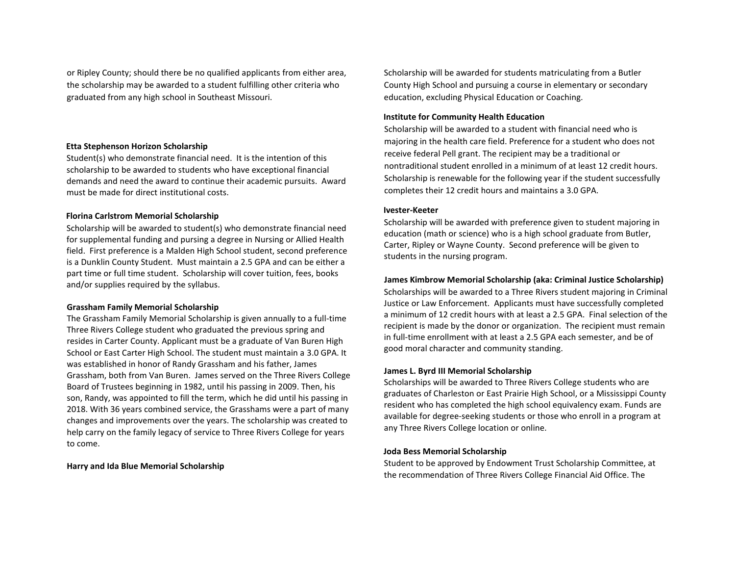or Ripley County; should there be no qualified applicants from either area, the scholarship may be awarded to a student fulfilling other criteria who graduated from any high school in Southeast Missouri.

**Etta Stephenson Horizon Scholarship**

Student(s) who demonstrate financial need. It is the intention of this scholarship to be awarded to students who have exceptional financial demands and need the award to continue their academic pursuits. Award must be made for direct institutional costs.

**Florina Carlstrom Memorial Scholarship**

Scholarship will be awarded to student(s) who demonstrate financial need for supplemental funding and pursing a degree in Nursing or Allied Health field. First preference is a Malden High School student, second preference is a Dunklin County Student. Must maintain a 2.5 GPA and can be either a part time or full time student. Scholarship will cover tuition, fees, books and/or supplies required by the syllabus.

**Grassham Family Memorial Scholarship**

The Grassham Family Memorial Scholarship is given annually to a full-time Three Rivers College student who graduated the previous spring and resides in Carter County. Applicant must be a graduate of Van Buren High School or East Carter High School. The student must maintain a 3.0 GPA. It was established in honor of Randy Grassham and his father, James Grassham, both from Van Buren. James served on the Three Rivers College Board of Trustees beginning in 1982, until his passing in 2009. Then, his son, Randy, was appointed to fill the term, which he did until his passing in 2018. With 36 years combined service, the Grasshams were a part of many changes and improvements over the years. The scholarship was created to help carry on the family legacy of service to Three Rivers College for years to come.

**Harry and Ida Blue Memorial Scholarship**

Scholarship will be awarded for students matriculating from a Butler County High School and pursuing a course in elementary or secondary education, excluding Physical Education or Coaching.

**Institute for Community Health Education**

Scholarship will be awarded to a student with financial need who is majoring in the health care field. Preference for a student who does not receive federal Pell grant. The recipient may be a traditional or nontraditional student enrolled in a minimum of at least 12 credit hours. Scholarship is renewable for the following year if the student successfully completes their 12 credit hours and maintains a 3.0 GPA.

**Ivester-Keeter**

Scholarship will be awarded with preference given to student majoring in education (math or science) who is a high school graduate from Butler, Carter, Ripley or Wayne County. Second preference will be given to students in the nursing program.

**James Kimbrow Memorial Scholarship (aka: Criminal Justice Scholarship)**

Scholarships will be awarded to a Three Rivers student majoring in Criminal Justice or Law Enforcement. Applicants must have successfully completed a minimum of 12 credit hours with at least a 2.5 GPA. Final selection of the recipient is made by the donor or organization. The recipient must remain in full-time enrollment with at least a 2.5 GPA each semester, and be of good moral character and community standing.

**James L. Byrd III Memorial Scholarship**

Scholarships will be awarded to Three Rivers College students who are graduates of Charleston or East Prairie High School, or a Mississippi County resident who has completed the high school equivalency exam. Funds are available for degree-seeking students or those who enroll in a program at any Three Rivers College location or online.

**Joda Bess Memorial Scholarship**

Student to be approved by Endowment Trust Scholarship Committee, at the recommendation of Three Rivers College Financial Aid Office. The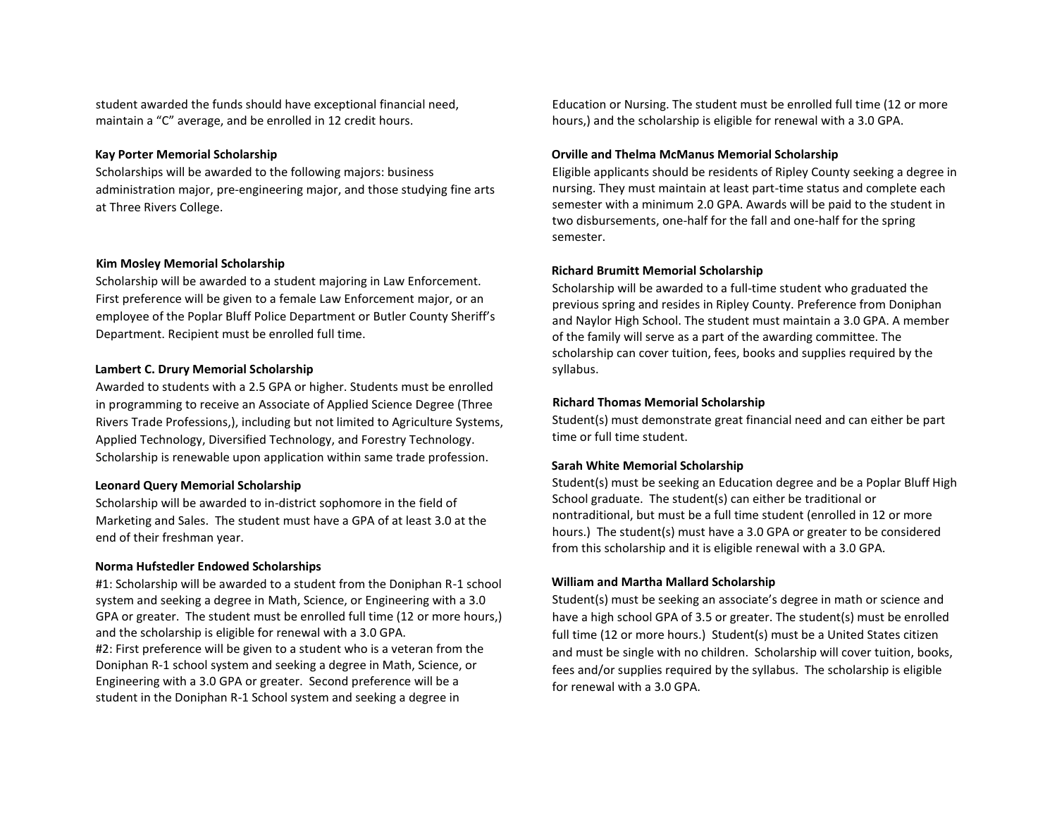student awarded the funds should have exceptional financial need, maintain a "C" average, and be enrolled in 12 credit hours.

**Kay Porter Memorial Scholarship**

Scholarships will be awarded to the following majors: business administration major, pre-engineering major, and those studying fine arts at Three Rivers College.

**Kim Mosley Memorial Scholarship**

Scholarship will be awarded to a student majoring in Law Enforcement. First preference will be given to a female Law Enforcement major, or an employee of the Poplar Bluff Police Department or Butler County Sheriff's Department. Recipient must be enrolled full time.

**Lambert C. Drury Memorial Scholarship**

Awarded to students with a 2.5 GPA or higher. Students must be enrolled in programming to receive an Associate of Applied Science Degree (Three Rivers Trade Professions,), including but not limited to Agriculture Systems, Applied Technology, Diversified Technology, and Forestry Technology. Scholarship is renewable upon application within same trade profession.

**Leonard Query Memorial Scholarship**

Scholarship will be awarded to in-district sophomore in the field of Marketing and Sales. The student must have a GPA of at least 3.0 at the end of their freshman year.

**Norma Hufstedler Endowed Scholarships**

#1: Scholarship will be awarded to a student from the Doniphan R-1 school system and seeking a degree in Math, Science, or Engineering with a 3.0 GPA or greater. The student must be enrolled full time (12 or more hours,) and the scholarship is eligible for renewal with a 3.0 GPA.

#2: First preference will be given to a student who is a veteran from the Doniphan R-1 school system and seeking a degree in Math, Science, or Engineering with a 3.0 GPA or greater. Second preference will be a student in the Doniphan R-1 School system and seeking a degree in Education or Nursing. The student must be enrolled full time (12 or more hours,) and the scholarship is eligible for renewal with a 3.0 GPA.

**Orville and Thelma McManus Memorial Scholarship**

Eligible applicants should be residents of Ripley County seeking a degree in nursing. They must maintain at least part-time status and complete each semester with a minimum 2.0 GPA. Awards will be paid to the student in two disbursements, one-half for the fall and one-half for the spring semester.

**Richard Brumitt Memorial Scholarship**

Scholarship will be awarded to a full-time student who graduated the previous spring and resides in Ripley County. Preference from Doniphan and Naylor High School. The student must maintain a 3.0 GPA. A member of the family will serve as a part of the awarding committee. The scholarship can cover tuition, fees, books and supplies required by the syllabus.

**Richard Thomas Memorial Scholarship**

Student(s) must demonstrate great financial need and can either be part time or full time student.

**Sarah White Memorial Scholarship**

Student(s) must be seeking an Education degree and be a Poplar Bluff High School graduate. The student(s) can either be traditional or nontraditional, but must be a full time student (enrolled in 12 or more hours.) The student(s) must have a 3.0 GPA or greater to be considered from this scholarship and it is eligible renewal with a 3.0 GPA.

**William and Martha Mallard Scholarship**

Student(s) must be seeking an associate's degree in math or science and have a high school GPA of 3.5 or greater. The student(s) must be enrolled full time (12 or more hours.) Student(s) must be a United States citizen and must be single with no children. Scholarship will cover tuition, books, fees and/or supplies required by the syllabus. The scholarship is eligible for renewal with a 3.0 GPA.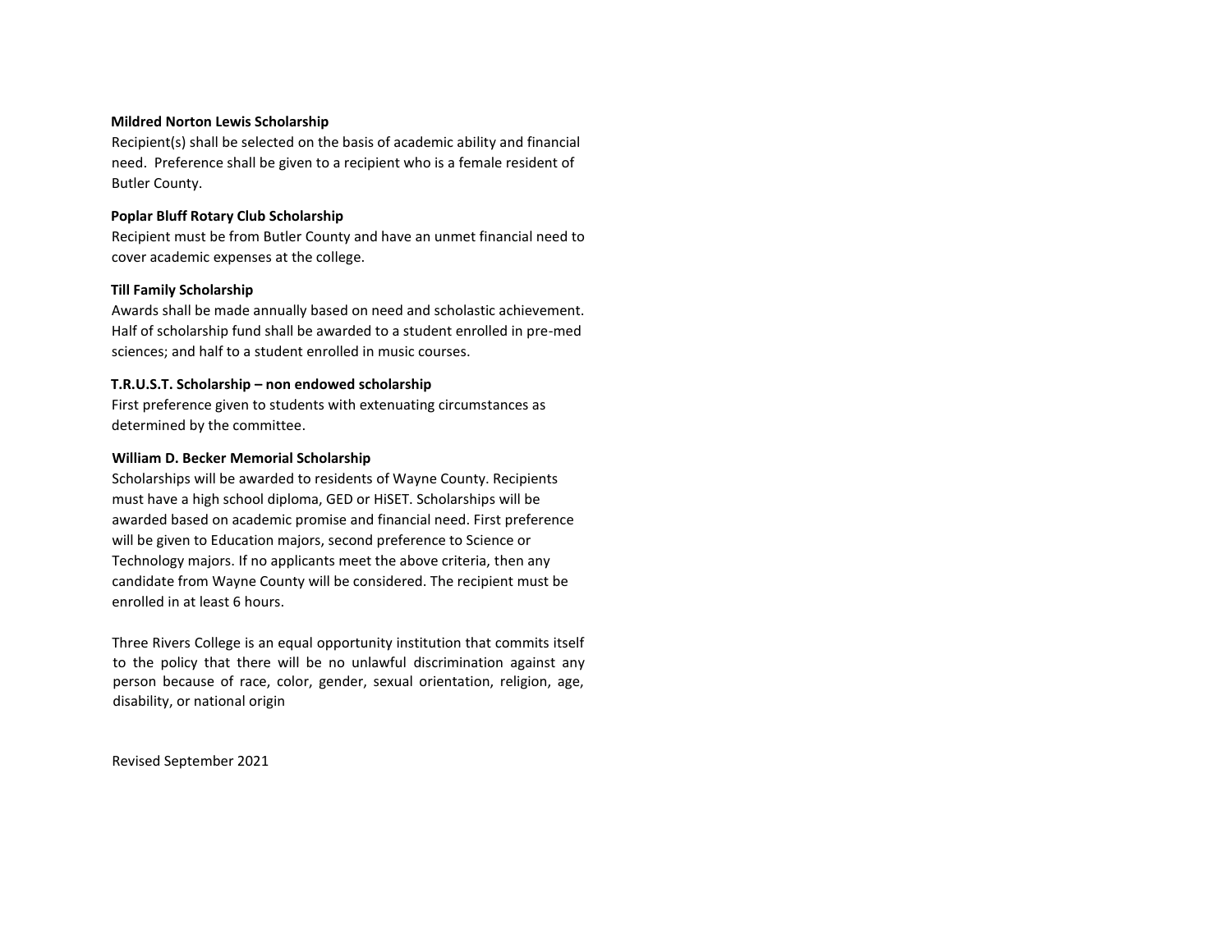**Mildred Norton Lewis Scholarship**

Recipient(s) shall be selected on the basis of academic ability and financial need. Preference shall be given to a recipient who is a female resident of Butler County.

**Poplar Bluff Rotary Club Scholarship**

Recipient must be from Butler County and have an unmet financial need to cover academic expenses at the college.

**Till Family Scholarship**

Awards shall be made annually based on need and scholastic achievement. Half of scholarship fund shall be awarded to a student enrolled in pre-med sciences; and half to a student enrolled in music courses.

**T.R.U.S.T. Scholarship – non endowed scholarship**

First preference given to students with extenuating circumstances as determined by the committee.

**William D. Becker Memorial Scholarship**

Scholarships will be awarded to residents of Wayne County. Recipients must have a high school diploma, GED or HiSET. Scholarships will be awarded based on academic promise and financial need. First preference will be given to Education majors, second preference to Science or Technology majors. If no applicants meet the above criteria, then any candidate from Wayne County will be considered. The recipient must be enrolled in at least 6 hours.

Three Rivers College is an equal opportunity institution that commits itself to the policy that there will be no unlawful discrimination against any person because of race, color, gender, sexual orientation, religion, age, disability, or national origin

Revised September 2021